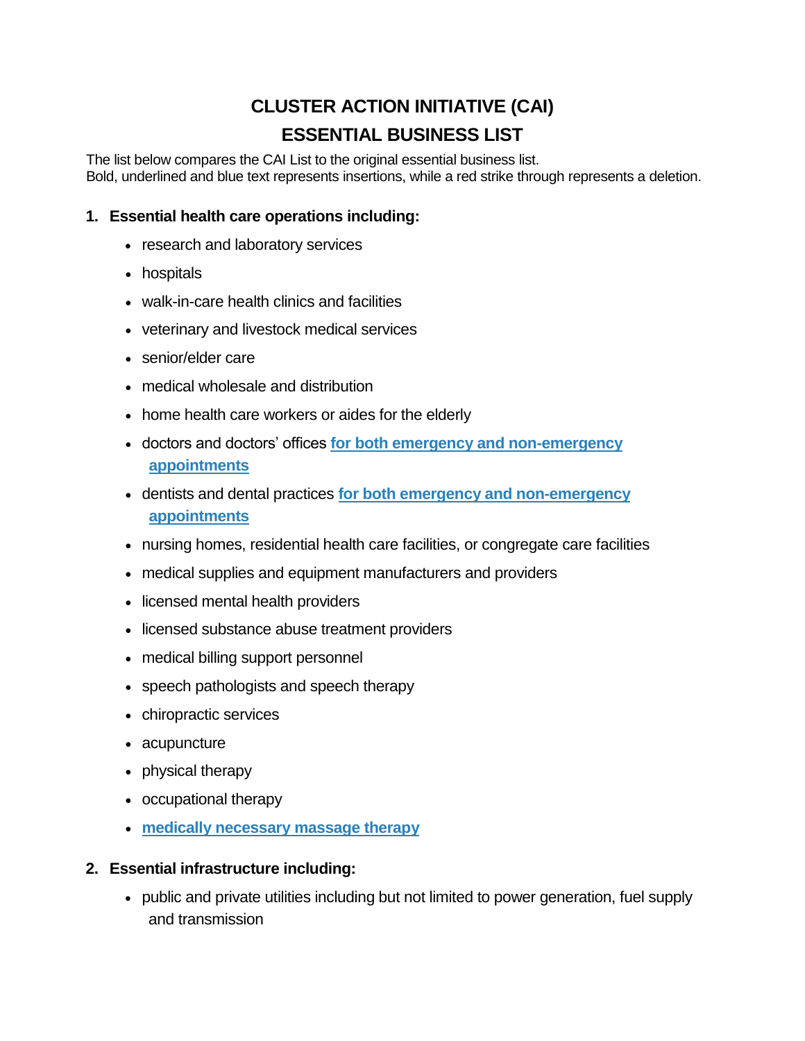# CLUSTER ACTION INITIATIVE (CAI)

# ESSENTIAL BUSINESS LIST

The list below compares the CAI List to the original essential business list.
Bold, underlined and blue text represents insertions, while a red strike through represents a deletion.

1. **Essential health care operations including:**
   - research and laboratory services
   - hospitals
   - walk-in-care health clinics and facilities
   - veterinary and livestock medical services
   - senior/elder care
   - medical wholesale and distribution
   - home health care workers or aides for the elderly
   - doctors and doctors' offices **<u>for both emergency and non-emergency appointments</u>**
   - dentists and dental practices **<u>for both emergency and non-emergency appointments</u>**
   - nursing homes, residential health care facilities, or congregate care facilities
   - medical supplies and equipment manufacturers and providers
   - licensed mental health providers
   - licensed substance abuse treatment providers
   - medical billing support personnel
   - speech pathologists and speech therapy
   - chiropractic services
   - acupuncture
   - physical therapy
   - occupational therapy
   - **<u>medically necessary massage therapy</u>**

2. **Essential infrastructure including:**
   - public and private utilities including but not limited to power generation, fuel supply and transmission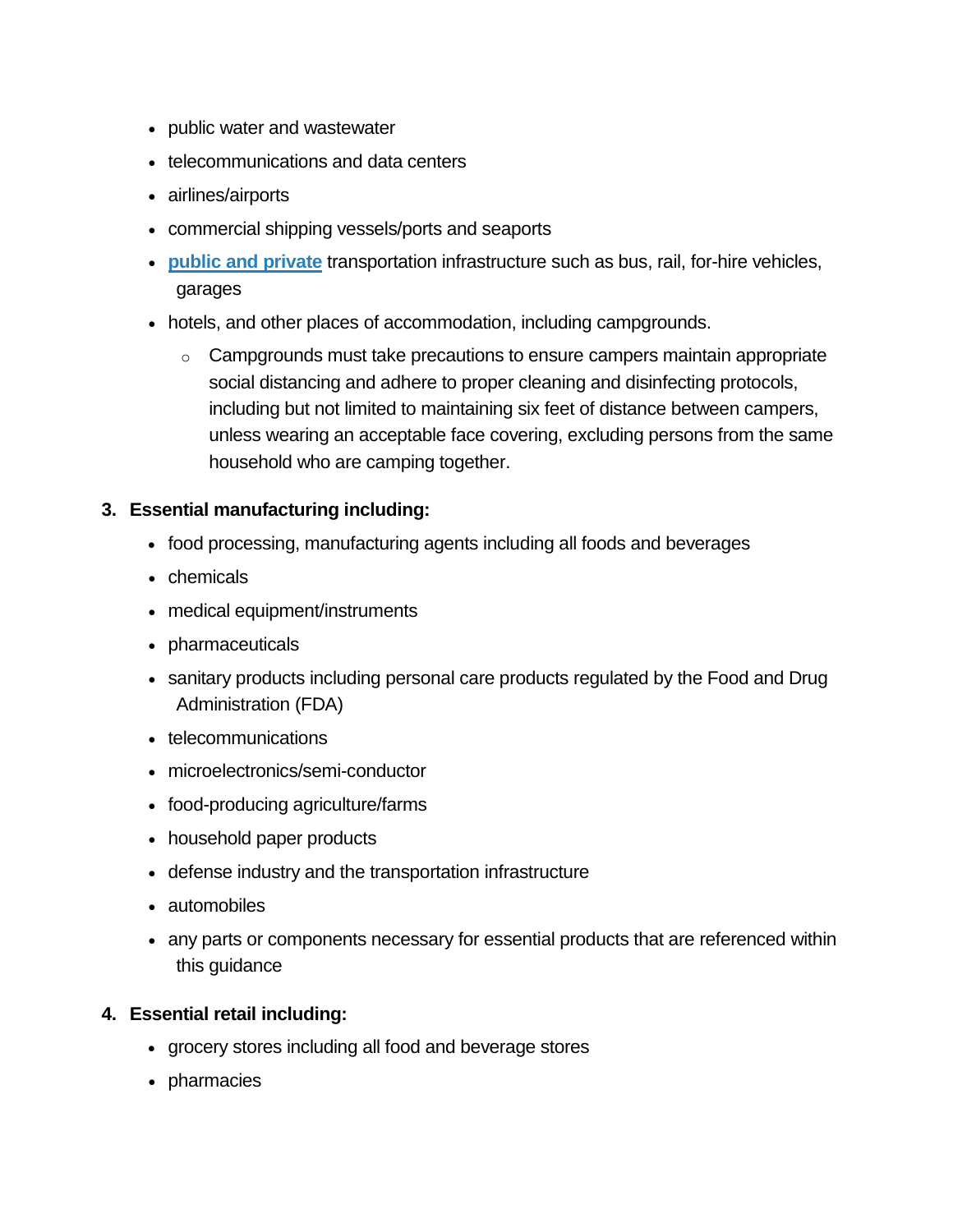- public water and wastewater
- telecommunications and data centers
- airlines/airports
- commercial shipping vessels/ports and seaports
- **public and private** transportation infrastructure such as bus, rail, for-hire vehicles, garages
- hotels, and other places of accommodation, including campgrounds.
  - Campgrounds must take precautions to ensure campers maintain appropriate social distancing and adhere to proper cleaning and disinfecting protocols, including but not limited to maintaining six feet of distance between campers, unless wearing an acceptable face covering, excluding persons from the same household who are camping together.

3. **Essential manufacturing including:**
   - food processing, manufacturing agents including all foods and beverages
   - chemicals
   - medical equipment/instruments
   - pharmaceuticals
   - sanitary products including personal care products regulated by the Food and Drug Administration (FDA)
   - telecommunications
   - microelectronics/semi-conductor
   - food-producing agriculture/farms
   - household paper products
   - defense industry and the transportation infrastructure
   - automobiles
   - any parts or components necessary for essential products that are referenced within this guidance

4. **Essential retail including:**
   - grocery stores including all food and beverage stores
   - pharmacies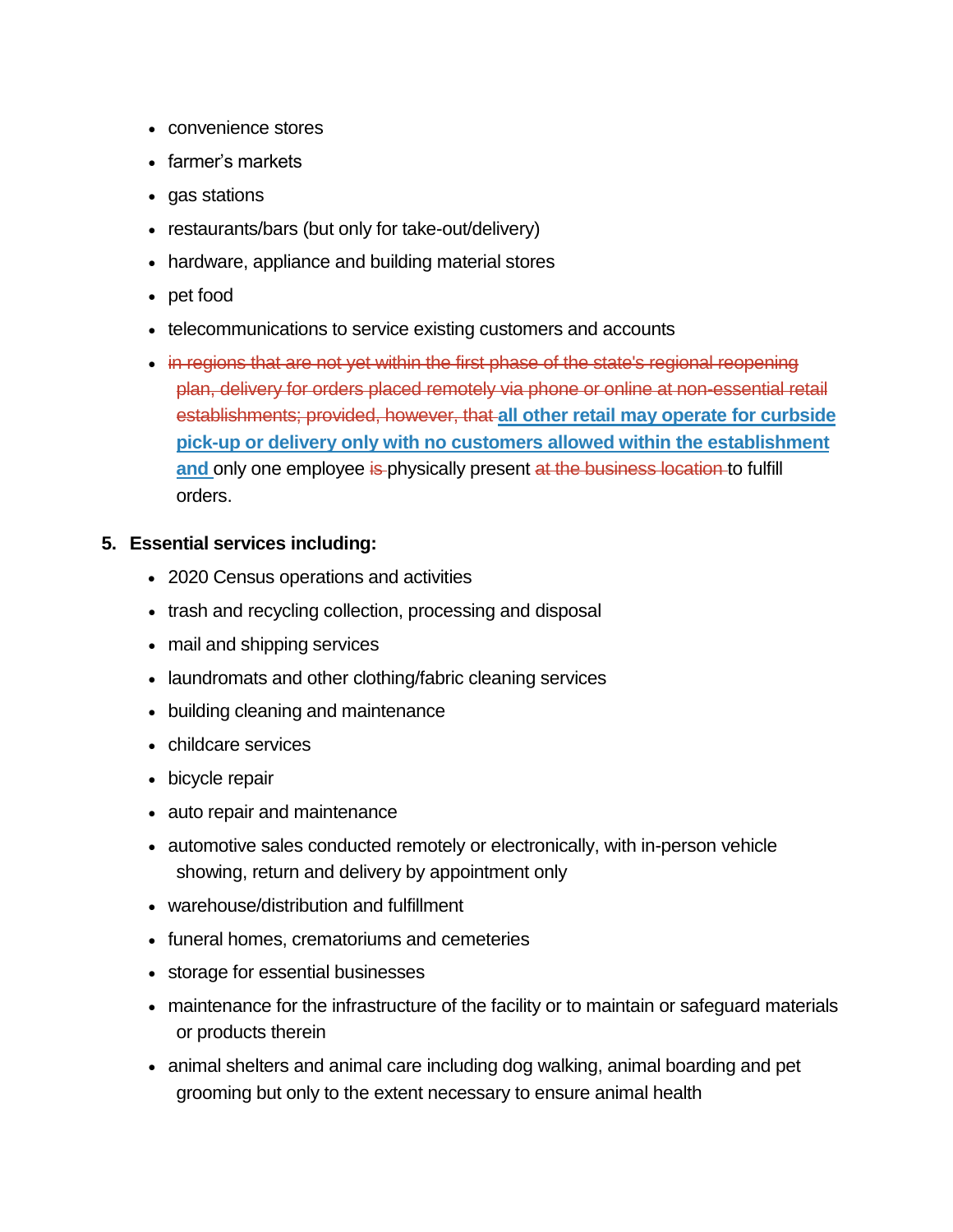- convenience stores
- farmer's markets
- gas stations
- restaurants/bars (but only for take-out/delivery)
- hardware, appliance and building material stores
- pet food
- telecommunications to service existing customers and accounts
- ~~in regions that are not yet within the first phase of the state's regional reopening plan, delivery for orders placed remotely via phone or online at non-essential retail establishments; provided, however, that~~ **all other retail may operate for curbside pick-up or delivery only with no customers allowed within the establishment and** only one employee ~~is~~ physically present ~~at the business location~~ to fulfill orders.

5. **Essential services including:**
    - 2020 Census operations and activities
    - trash and recycling collection, processing and disposal
    - mail and shipping services
    - laundromats and other clothing/fabric cleaning services
    - building cleaning and maintenance
    - childcare services
    - bicycle repair
    - auto repair and maintenance
    - automotive sales conducted remotely or electronically, with in-person vehicle showing, return and delivery by appointment only
    - warehouse/distribution and fulfillment
    - funeral homes, crematoriums and cemeteries
    - storage for essential businesses
    - maintenance for the infrastructure of the facility or to maintain or safeguard materials or products therein
    - animal shelters and animal care including dog walking, animal boarding and pet grooming but only to the extent necessary to ensure animal health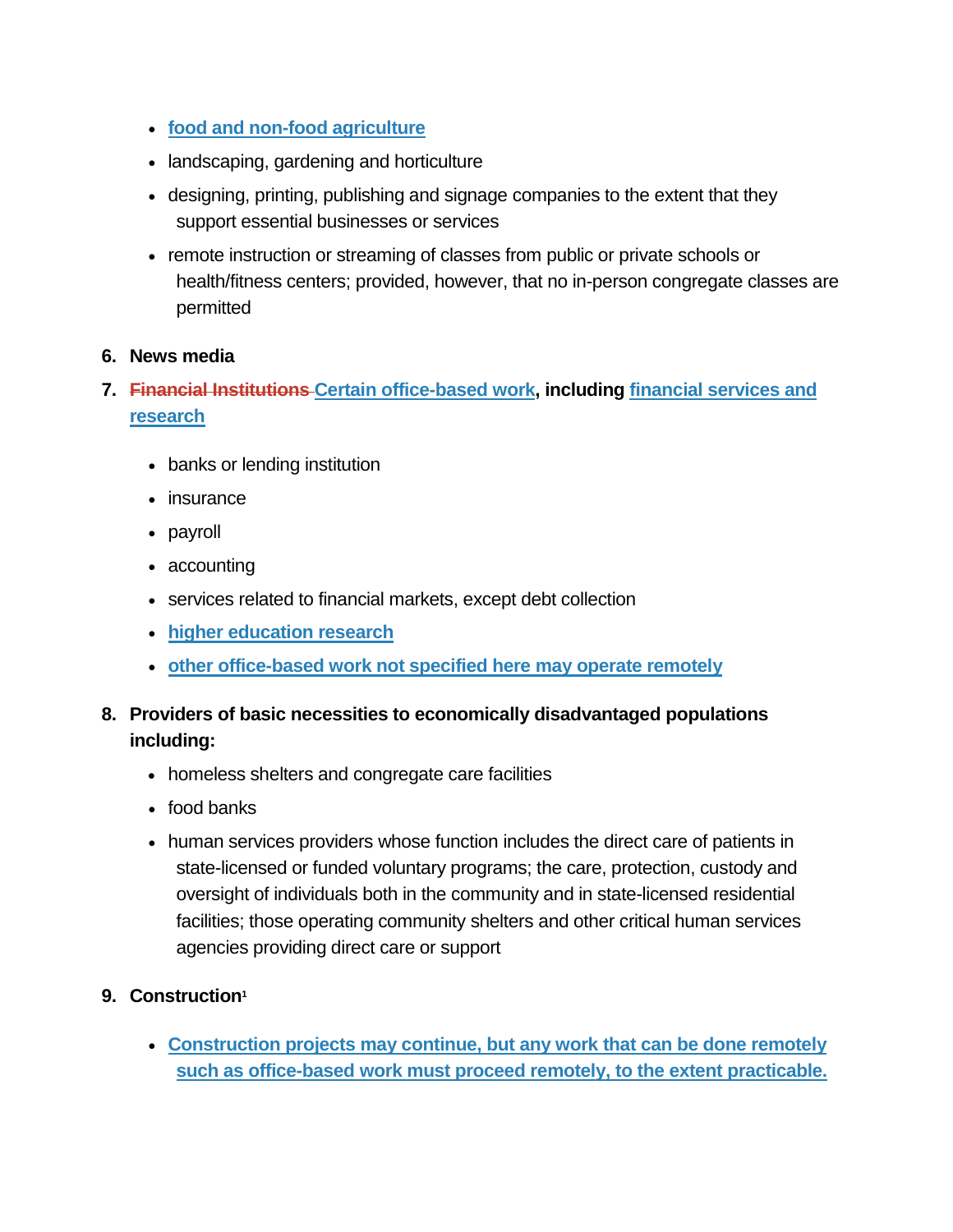- food and non-food agriculture
- landscaping, gardening and horticulture
- designing, printing, publishing and signage companies to the extent that they support essential businesses or services
- remote instruction or streaming of classes from public or private schools or health/fitness centers; provided, however, that no in-person congregate classes are permitted

6. **News media**
7. ~~**Financial Institutions**~~ **Certain office-based work, including financial services and research**
    - banks or lending institution
    - insurance
    - payroll
    - accounting
    - services related to financial markets, except debt collection
    - higher education research
    - other office-based work not specified here may operate remotely
8. **Providers of basic necessities to economically disadvantaged populations including:**
    - homeless shelters and congregate care facilities
    - food banks
    - human services providers whose function includes the direct care of patients in state-licensed or funded voluntary programs; the care, protection, custody and oversight of individuals both in the community and in state-licensed residential facilities; those operating community shelters and other critical human services agencies providing direct care or support
9. **Construction**[1]
    - Construction projects may continue, but any work that can be done remotely such as office-based work must proceed remotely, to the extent practicable.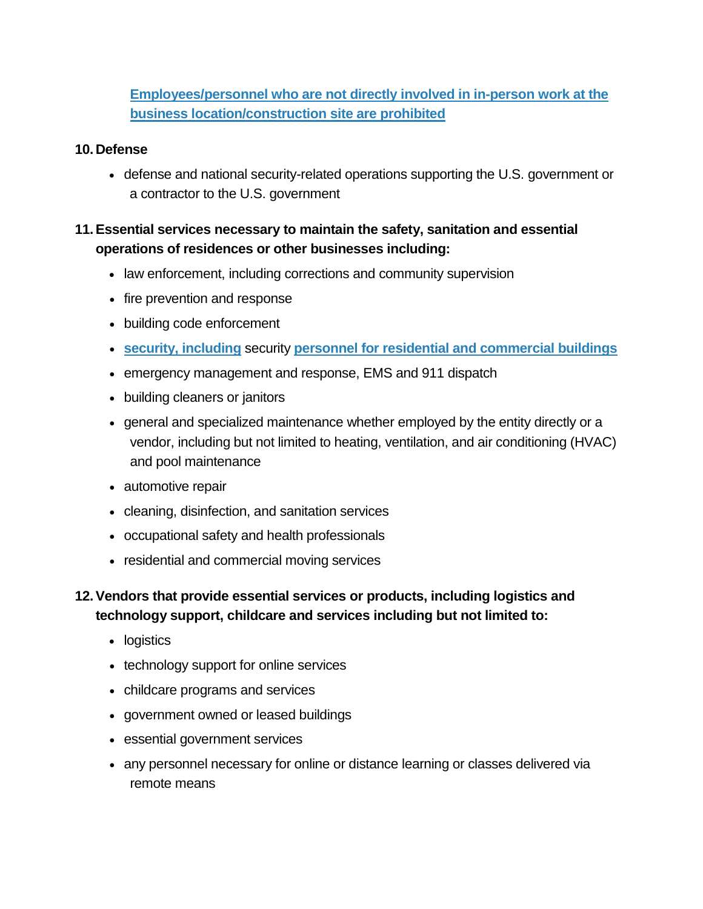[Employees/personnel who are not directly involved in in-person work at the business location/construction site are prohibited]

**10. Defense**

- defense and national security-related operations supporting the U.S. government or a contractor to the U.S. government

**11. Essential services necessary to maintain the safety, sanitation and essential operations of residences or other businesses including:**

- law enforcement, including corrections and community supervision
- fire prevention and response
- building code enforcement
- security, including security personnel for residential and commercial buildings
- emergency management and response, EMS and 911 dispatch
- building cleaners or janitors
- general and specialized maintenance whether employed by the entity directly or a vendor, including but not limited to heating, ventilation, and air conditioning (HVAC) and pool maintenance
- automotive repair
- cleaning, disinfection, and sanitation services
- occupational safety and health professionals
- residential and commercial moving services

**12. Vendors that provide essential services or products, including logistics and technology support, childcare and services including but not limited to:**

- logistics
- technology support for online services
- childcare programs and services
- government owned or leased buildings
- essential government services
- any personnel necessary for online or distance learning or classes delivered via remote means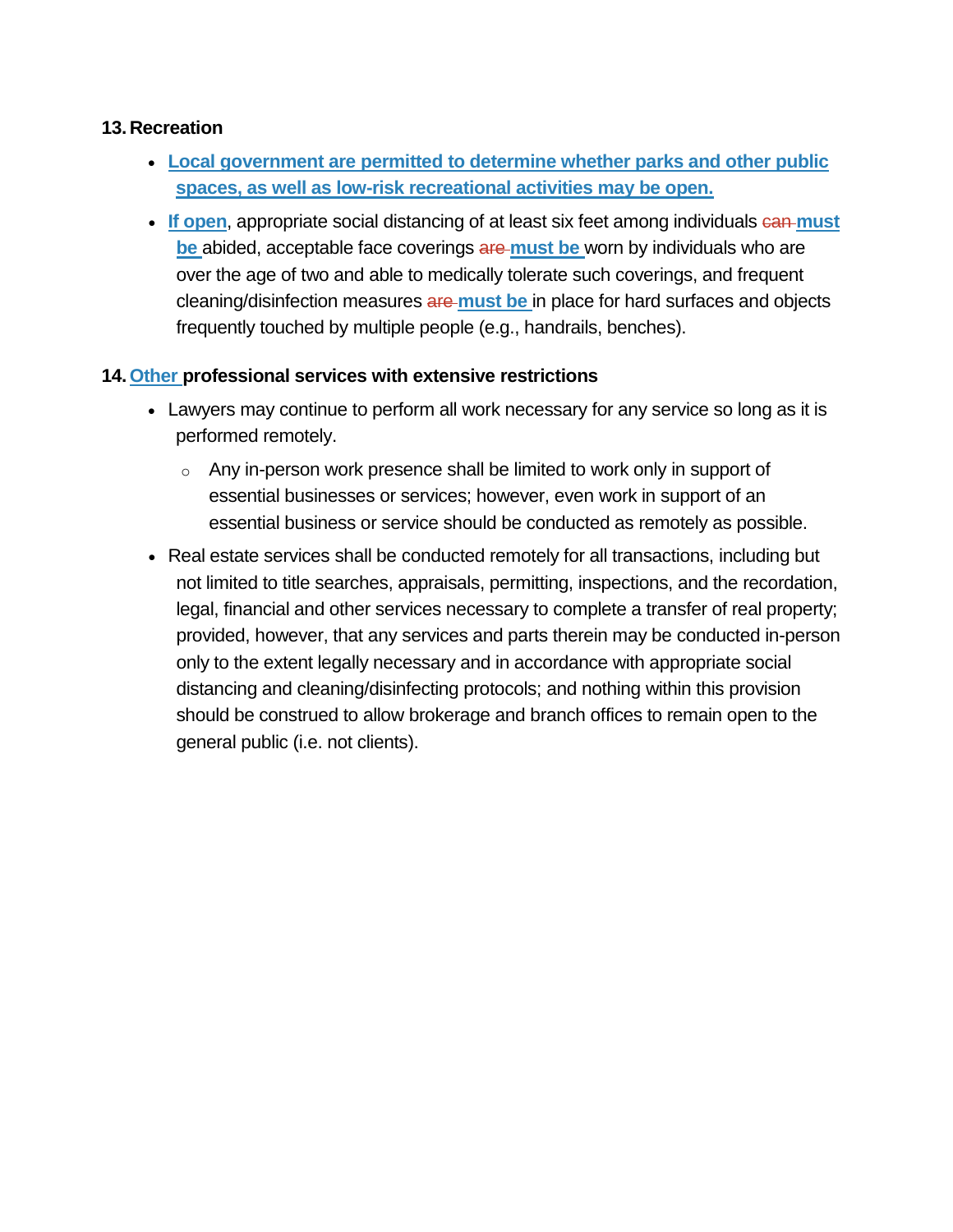**13. Recreation**

- **Local government are permitted to determine whether parks and other public spaces, as well as low-risk recreational activities may be open.**
- **If open**, appropriate social distancing of at least six feet among individuals ~~can~~ **must be** abided, acceptable face coverings ~~are~~ **must be** worn by individuals who are over the age of two and able to medically tolerate such coverings, and frequent cleaning/disinfection measures ~~are~~ **must be** in place for hard surfaces and objects frequently touched by multiple people (e.g., handrails, benches).

**14. Other professional services with extensive restrictions**

- Lawyers may continue to perform all work necessary for any service so long as it is performed remotely.
  - Any in-person work presence shall be limited to work only in support of essential businesses or services; however, even work in support of an essential business or service should be conducted as remotely as possible.
- Real estate services shall be conducted remotely for all transactions, including but not limited to title searches, appraisals, permitting, inspections, and the recordation, legal, financial and other services necessary to complete a transfer of real property; provided, however, that any services and parts therein may be conducted in-person only to the extent legally necessary and in accordance with appropriate social distancing and cleaning/disinfecting protocols; and nothing within this provision should be construed to allow brokerage and branch offices to remain open to the general public (i.e. not clients).